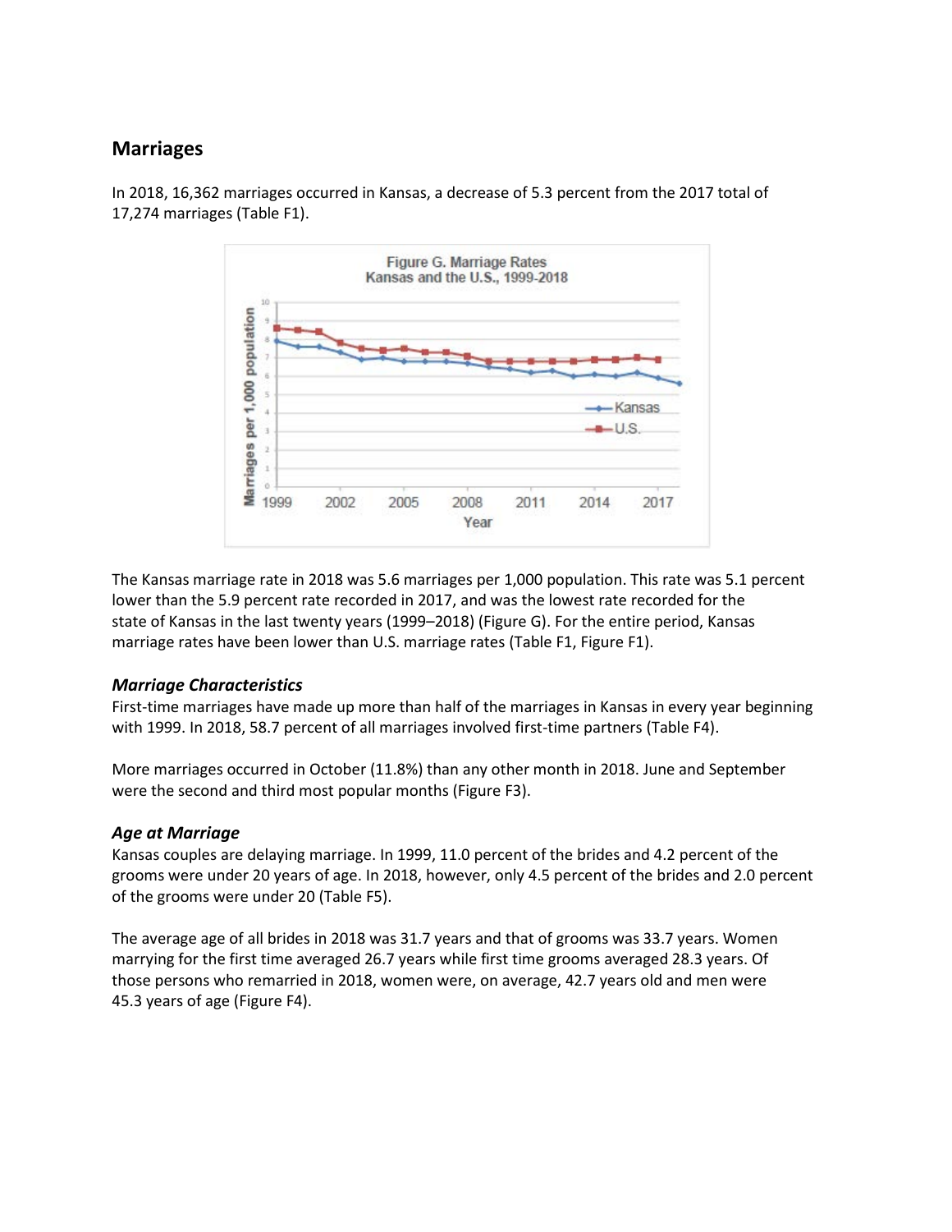## Marriages

In 2018, 16,362 marriages occurred in Kansas, a decrease of 5.3 percent from the 2017 total of 17,274 marriages (Table F1).

The Kansas marriage rate in 2018 was 5.6 marriages per 1,000 population. This rate was 5.1 percent lower than the 5.9 percent rate recorded in 2017, and was the lowest rate recorded for the state of Kansas in the last twenty years (1999–2018) (Figure G). For the entire period, Kansas marriage rates have been lower than U.S. marriage rates (Table F1, Figure F1).

### *Marriage Characteristics*

First-time marriages have made up more than half of the marriages in Kansas in every year beginning with 1999. In 2018, 58.7 percent of all marriages involved first-time partners (Table F4).

More marriages occurred in October (11.8%) than any other month in 2018. June and September were the second and third most popular months (Figure F3).

### *Age at Marriage*

Kansas couples are delaying marriage. In 1999, 11.0 percent of the brides and 4.2 percent of the grooms were under 20 years of age. In 2018, however, only 4.5 percent of the brides and 2.0 percent of the grooms were under 20 (Table F5).

The average age of all brides in 2018 was 31.7 years and that of grooms was 33.7 years. Women marrying for the first time averaged 26.7 years while first time grooms averaged 28.3 years. Of those persons who remarried in 2018, women were, on average, 42.7 years old and men were 45.3 years of age (Figure F4).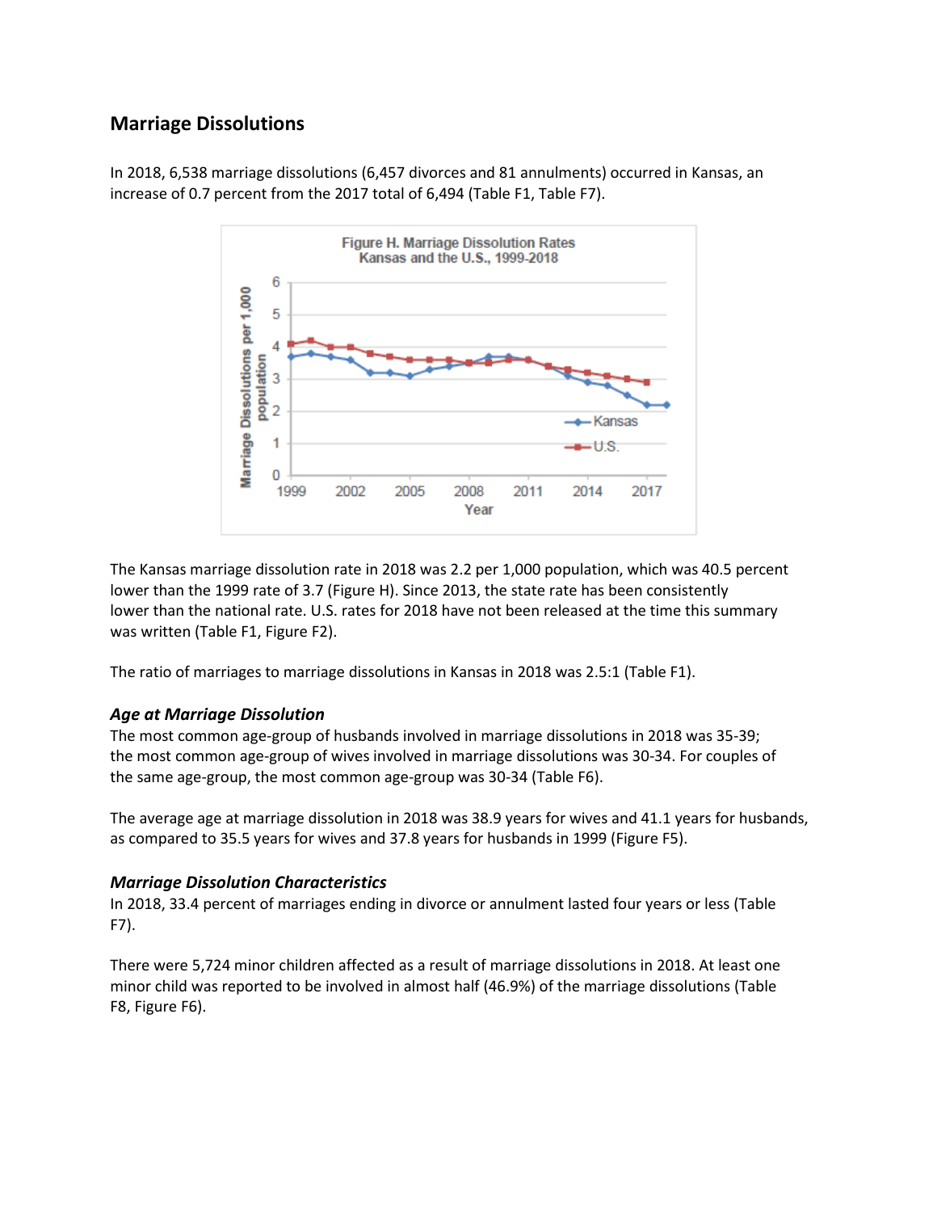## Marriage Dissolutions

In 2018, 6,538 marriage dissolutions (6,457 divorces and 81 annulments) occurred in Kansas, an increase of 0.7 percent from the 2017 total of 6,494 (Table F1, Table F7).

Figure H. Marriage Dissolution Rates
Kansas and the U.S., 1999-2018

Marriage Dissolutions per 1,000 population

6
5
4
3
2
1
0

1999
2002
2005
2008
2011
2014
2017

Year

Kansas
U.S.

The Kansas marriage dissolution rate in 2018 was 2.2 per 1,000 population, which was 40.5 percent lower than the 1999 rate of 3.7 (Figure H). Since 2013, the state rate has been consistently lower than the national rate. U.S. rates for 2018 have not been released at the time this summary was written (Table F1, Figure F2).

The ratio of marriages to marriage dissolutions in Kansas in 2018 was 2.5:1 (Table F1).

### *Age at Marriage Dissolution*

The most common age-group of husbands involved in marriage dissolutions in 2018 was 35-39; the most common age-group of wives involved in marriage dissolutions was 30-34. For couples of the same age-group, the most common age-group was 30-34 (Table F6).

The average age at marriage dissolution in 2018 was 38.9 years for wives and 41.1 years for husbands, as compared to 35.5 years for wives and 37.8 years for husbands in 1999 (Figure F5).

### *Marriage Dissolution Characteristics*

In 2018, 33.4 percent of marriages ending in divorce or annulment lasted four years or less (Table F7).

There were 5,724 minor children affected as a result of marriage dissolutions in 2018. At least one minor child was reported to be involved in almost half (46.9%) of the marriage dissolutions (Table F8, Figure F6).